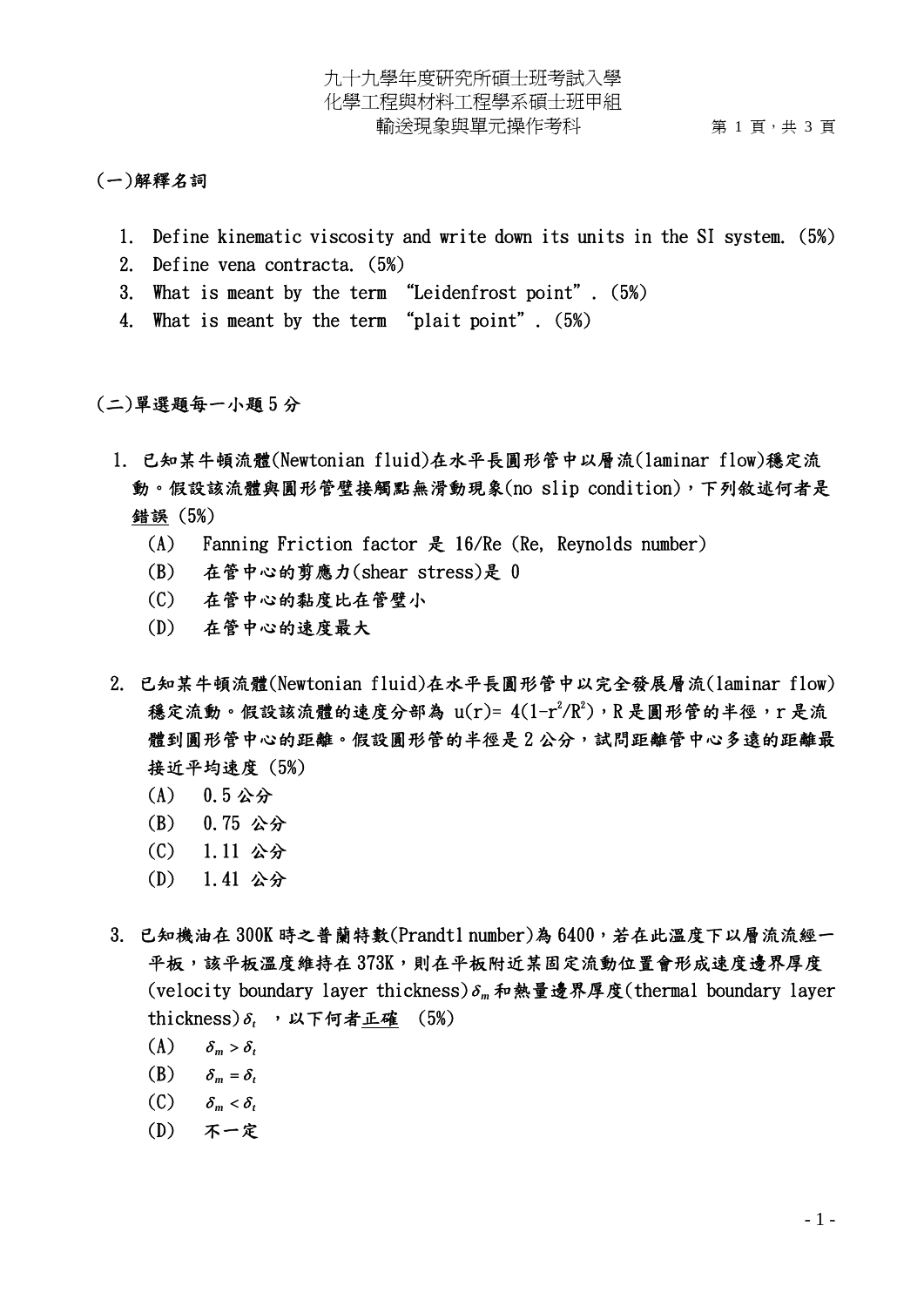九十九學年度研究所碩士班考試入學
化學工程與材料工程學系碩士班甲組
輸送現象與單元操作考科

## (一)解釋名詞

1. Define kinematic viscosity and write down its units in the SI system. (5%)
2. Define vena contracta. (5%)
3. What is meant by the term "Leidenfrost point". (5%)
4. What is meant by the term "plait point". (5%)

## (二)單選題每一小題 5 分

1. 已知某牛頓流體(Newtonian fluid)在水平長圓形管中以層流(laminar flow)穩定流動。假設該流體與圓形管壁接觸點無滑動現象(no slip condition)，下列敘述何者是<u>錯誤</u> (5%)
   (A) Fanning Friction factor 是 16/Re (Re, Reynolds number)
   (B) 在管中心的剪應力(shear stress)是 0
   (C) 在管中心的黏度比在管壁小
   (D) 在管中心的速度最大

2. 已知某牛頓流體(Newtonian fluid)在水平長圓形管中以完全發展層流(laminar flow)穩定流動。假設該流體的速度分部為 $u(r)= 4(1-r^2/R^2)$，R 是圓形管的半徑，r 是流體到圓形管中心的距離。假設圓形管的半徑是 2 公分，試問距離管中心多遠的距離最接近平均速度 (5%)
   (A) 0.5 公分
   (B) 0.75 公分
   (C) 1.11 公分
   (D) 1.41 公分

3. 已知機油在 300K 時之普蘭特數(Prandtl number)為 6400，若在此溫度下以層流流經一平板，該平板溫度維持在 373K，則在平板附近某固定流動位置會形成速度邊界厚度(velocity boundary layer thickness)$\delta_m$ 和熱量邊界厚度(thermal boundary layer thickness)$\delta_t$ ，以下何者<u>正確</u> (5%)
   (A) $\delta_m > \delta_t$
   (B) $\delta_m = \delta_t$
   (C) $\delta_m < \delta_t$
   (D) 不一定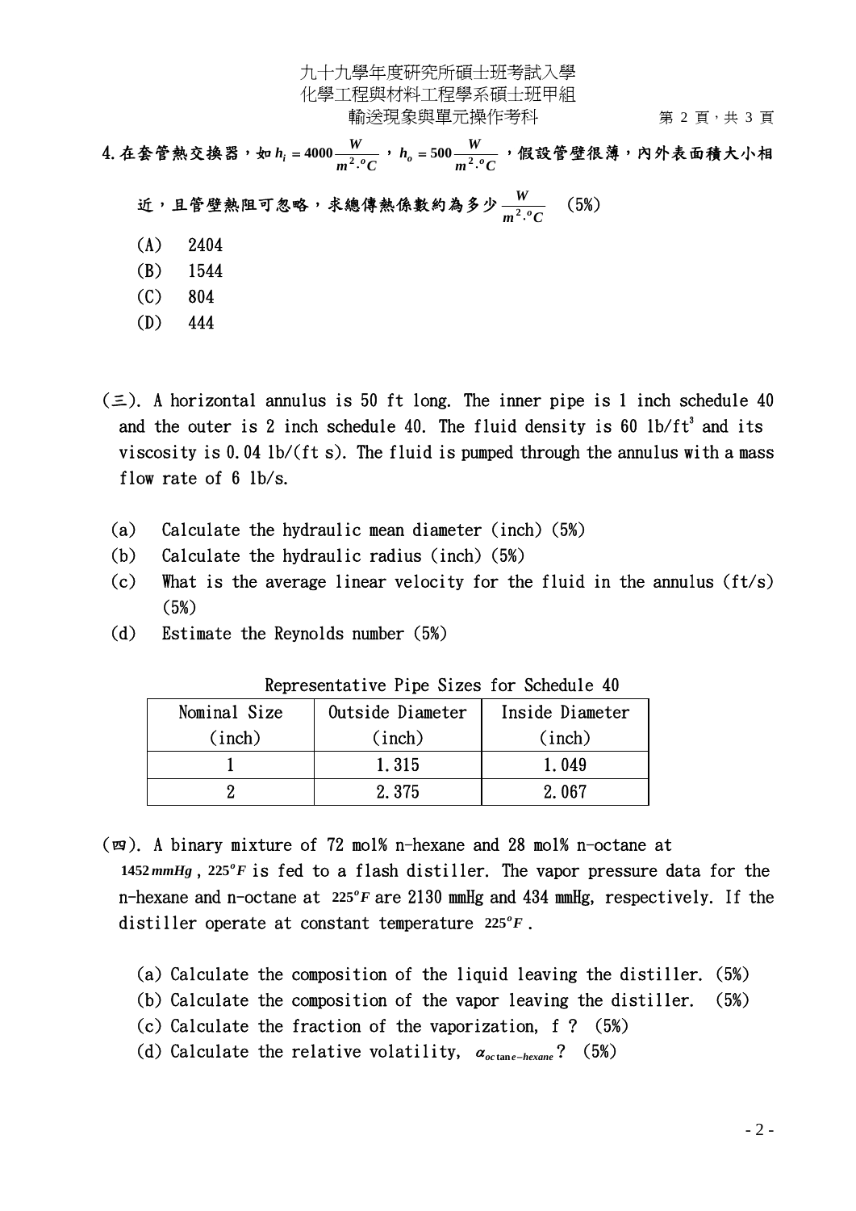4. 在套管熱交換器，如 $h_i = 4000 \frac{W}{m^2 \cdot {}^oC}$，$h_o = 500 \frac{W}{m^2 \cdot {}^oC}$，假設管壁很薄，內外表面積大小相近，且管壁熱阻可忽略，求總傳熱係數約為多少 $\frac{W}{m^2 \cdot {}^oC}$ (5%)

(A) 2404

(B) 1544

(C) 804

(D) 444

(三). A horizontal annulus is 50 ft long. The inner pipe is 1 inch schedule 40 and the outer is 2 inch schedule 40. The fluid density is 60 $lb/ft^3$ and its viscosity is 0.04 lb/(ft s). The fluid is pumped through the annulus with a mass flow rate of 6 lb/s.

(a) Calculate the hydraulic mean diameter (inch) (5%)

(b) Calculate the hydraulic radius (inch) (5%)

(c) What is the average linear velocity for the fluid in the annulus (ft/s) (5%)

(d) Estimate the Reynolds number (5%)

Representative Pipe Sizes for Schedule 40

| Nominal Size (inch) | Outside Diameter (inch) | Inside Diameter (inch) |
|---|---|---|
| 1 | 1.315 | 1.049 |
| 2 | 2.375 | 2.067 |

(四). A binary mixture of 72 mol% n-hexane and 28 mol% n-octane at $1452\,mmHg$, $225^oF$ is fed to a flash distiller. The vapor pressure data for the n-hexane and n-octane at $225^oF$ are 2130 mmHg and 434 mmHg, respectively. If the distiller operate at constant temperature $225^oF$.

(a) Calculate the composition of the liquid leaving the distiller. (5%)

(b) Calculate the composition of the vapor leaving the distiller. (5%)

(c) Calculate the fraction of the vaporization, f ? (5%)

(d) Calculate the relative volatility, $\alpha_{octane-hexane}$? (5%)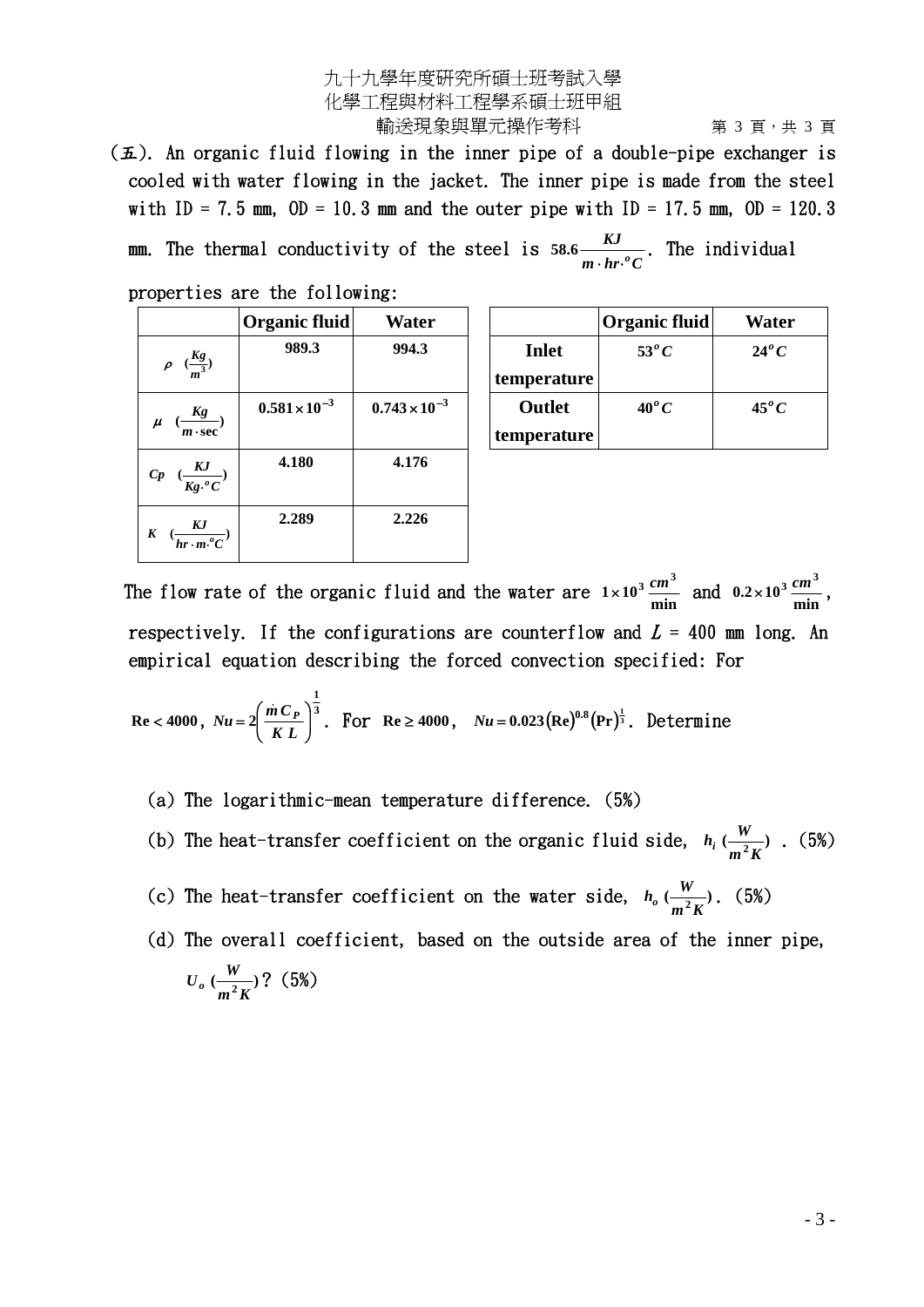(五). An organic fluid flowing in the inner pipe of a double-pipe exchanger is cooled with water flowing in the jacket. The inner pipe is made from the steel with ID = 7.5 mm, OD = 10.3 mm and the outer pipe with ID = 17.5 mm, OD = 120.3 mm. The thermal conductivity of the steel is $58.6 \frac{KJ}{m \cdot hr \cdot {}^oC}$. The individual properties are the following:

| | Organic fluid | Water |
|---|---|---|
| $\rho$ $(\frac{Kg}{m^3})$ | 989.3 | 994.3 |
| $\mu$ $(\frac{Kg}{m \cdot \sec})$ | $0.581 \times 10^{-3}$ | $0.743 \times 10^{-3}$ |
| $Cp$ $(\frac{KJ}{Kg \cdot {}^oC})$ | 4.180 | 4.176 |
| $K$ $(\frac{KJ}{hr \cdot m \cdot {}^oC})$ | 2.289 | 2.226 |

| | Organic fluid | Water |
|---|---|---|
| Inlet temperature | $53^oC$ | $24^oC$ |
| Outlet temperature | $40^oC$ | $45^oC$ |

The flow rate of the organic fluid and the water are $1 \times 10^3 \frac{cm^3}{\min}$ and $0.2 \times 10^3 \frac{cm^3}{\min}$, respectively. If the configurations are counterflow and $L$ = 400 mm long. An empirical equation describing the forced convection specified: For

$\mathrm{Re} < 4000$, $Nu = 2\left(\frac{\dot{m} C_P}{K\, L}\right)^{\frac{1}{3}}$. For $\mathrm{Re} \geq 4000$, $Nu = 0.023(\mathrm{Re})^{0.8}(\mathrm{Pr})^{\frac{1}{3}}$. Determine

(a) The logarithmic-mean temperature difference. (5%)

(b) The heat-transfer coefficient on the organic fluid side, $h_i$ $(\frac{W}{m^2K})$ . (5%)

(c) The heat-transfer coefficient on the water side, $h_o$ $(\frac{W}{m^2K})$. (5%)

(d) The overall coefficient, based on the outside area of the inner pipe, $U_o$ $(\frac{W}{m^2K})$? (5%)